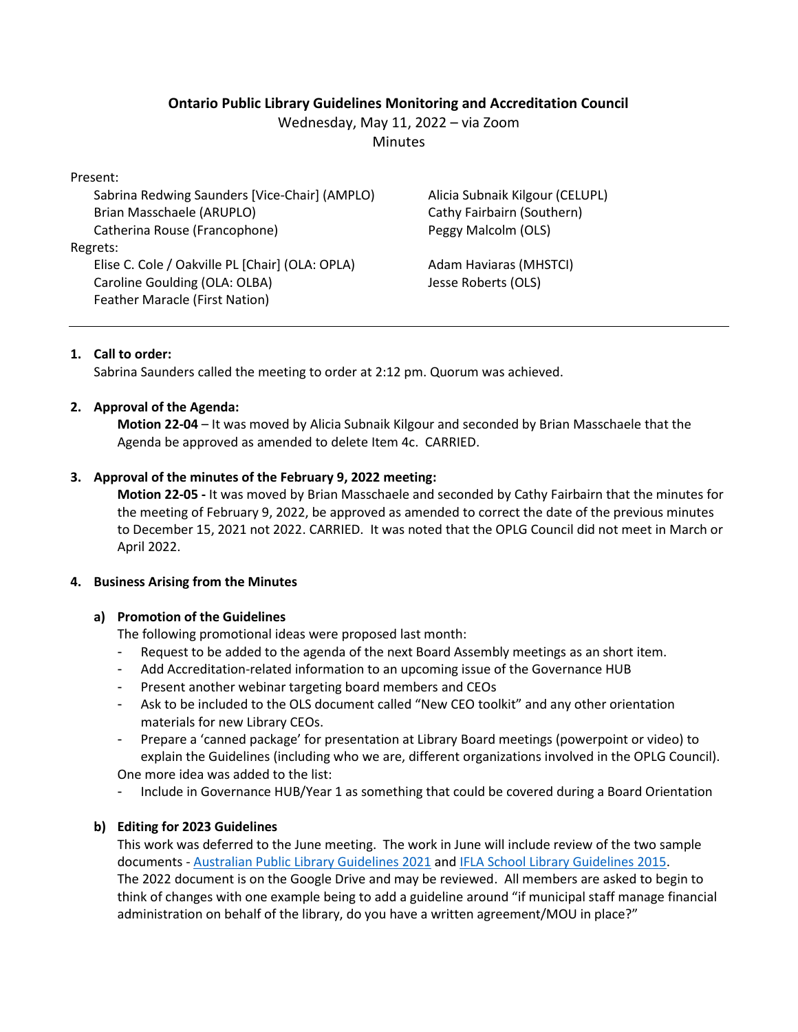**Ontario Public Library Guidelines Monitoring and Accreditation Council**

Wednesday, May 11, 2022 – via Zoom

Minutes

Present:

- Sabrina Redwing Saunders [Vice-Chair] (AMPLO)
- Brian Masschaele (ARUPLO)
- Catherina Rouse (Francophone)
- Alicia Subnaik Kilgour (CELUPL)
- Cathy Fairbairn (Southern)
- Peggy Malcolm (OLS)

Regrets:

- Elise C. Cole / Oakville PL [Chair] (OLA: OPLA)
- Caroline Goulding (OLA: OLBA)
- Feather Maracle (First Nation)
- Adam Haviaras (MHSTCI)
- Jesse Roberts (OLS)

---

1. **Call to order:**
   Sabrina Saunders called the meeting to order at 2:12 pm. Quorum was achieved.

2. **Approval of the Agenda:**
   **Motion 22-04** – It was moved by Alicia Subnaik Kilgour and seconded by Brian Masschaele that the Agenda be approved as amended to delete Item 4c. CARRIED.

3. **Approval of the minutes of the February 9, 2022 meeting:**
   **Motion 22-05 -** It was moved by Brian Masschaele and seconded by Cathy Fairbairn that the minutes for the meeting of February 9, 2022, be approved as amended to correct the date of the previous minutes to December 15, 2021 not 2022. CARRIED. It was noted that the OPLG Council did not meet in March or April 2022.

4. **Business Arising from the Minutes**

   a) **Promotion of the Guidelines**
   The following promotional ideas were proposed last month:
   - Request to be added to the agenda of the next Board Assembly meetings as an short item.
   - Add Accreditation-related information to an upcoming issue of the Governance HUB
   - Present another webinar targeting board members and CEOs
   - Ask to be included to the OLS document called "New CEO toolkit" and any other orientation materials for new Library CEOs.
   - Prepare a 'canned package' for presentation at Library Board meetings (powerpoint or video) to explain the Guidelines (including who we are, different organizations involved in the OPLG Council).

   One more idea was added to the list:
   - Include in Governance HUB/Year 1 as something that could be covered during a Board Orientation

   b) **Editing for 2023 Guidelines**
   This work was deferred to the June meeting. The work in June will include review of the two sample documents - Australian Public Library Guidelines 2021 and IFLA School Library Guidelines 2015. The 2022 document is on the Google Drive and may be reviewed. All members are asked to begin to think of changes with one example being to add a guideline around "if municipal staff manage financial administration on behalf of the library, do you have a written agreement/MOU in place?"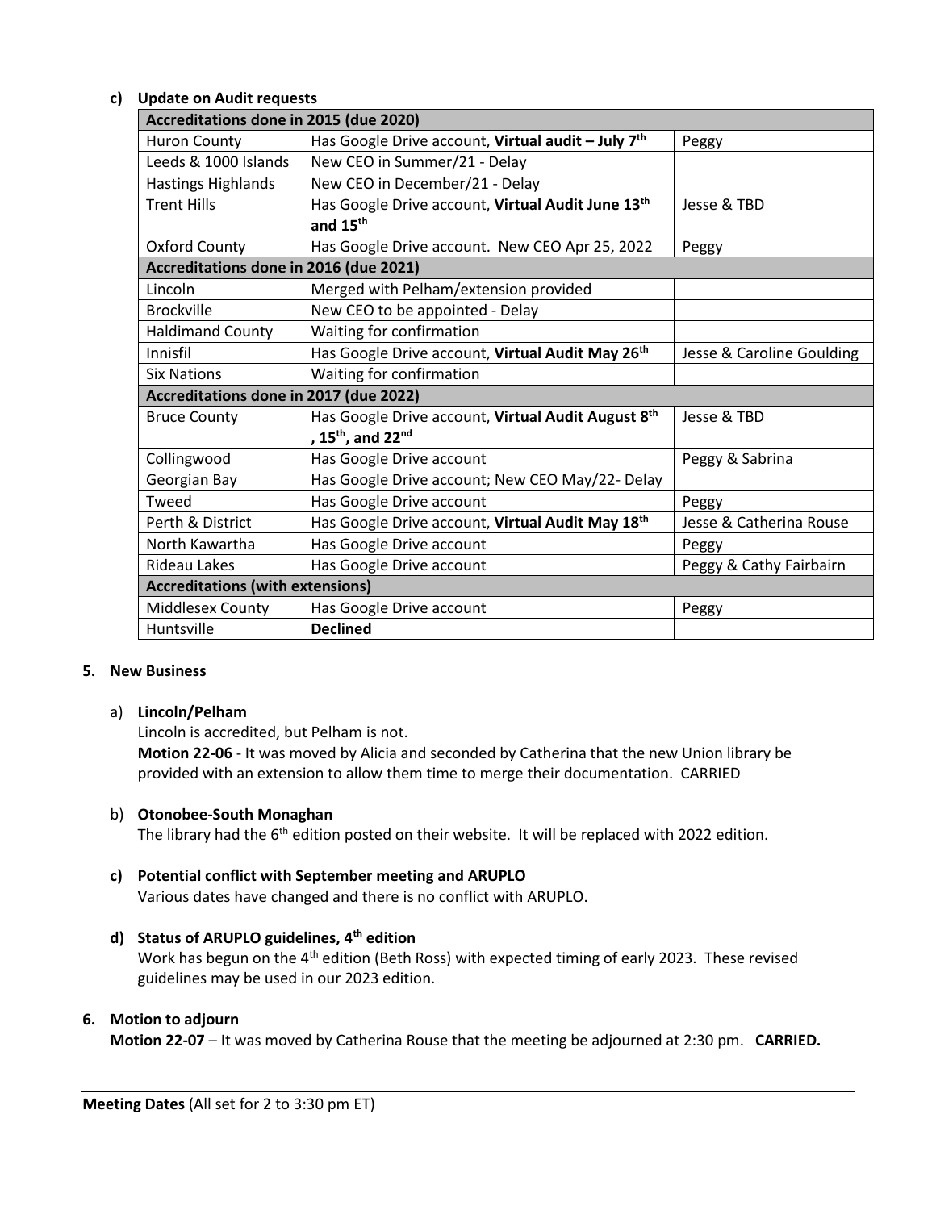**c) Update on Audit requests**

| Accreditations done in 2015 (due 2020) | | |
|---|---|---|
| Huron County | Has Google Drive account, **Virtual audit – July 7th** | Peggy |
| Leeds & 1000 Islands | New CEO in Summer/21 - Delay | |
| Hastings Highlands | New CEO in December/21 - Delay | |
| Trent Hills | Has Google Drive account, **Virtual Audit June 13th and 15th** | Jesse & TBD |
| Oxford County | Has Google Drive account. New CEO Apr 25, 2022 | Peggy |
| **Accreditations done in 2016 (due 2021)** | | |
| Lincoln | Merged with Pelham/extension provided | |
| Brockville | New CEO to be appointed - Delay | |
| Haldimand County | Waiting for confirmation | |
| Innisfil | Has Google Drive account, **Virtual Audit May 26th** | Jesse & Caroline Goulding |
| Six Nations | Waiting for confirmation | |
| **Accreditations done in 2017 (due 2022)** | | |
| Bruce County | Has Google Drive account, **Virtual Audit August 8th, 15th, and 22nd** | Jesse & TBD |
| Collingwood | Has Google Drive account | Peggy & Sabrina |
| Georgian Bay | Has Google Drive account; New CEO May/22- Delay | |
| Tweed | Has Google Drive account | Peggy |
| Perth & District | Has Google Drive account, **Virtual Audit May 18th** | Jesse & Catherina Rouse |
| North Kawartha | Has Google Drive account | Peggy |
| Rideau Lakes | Has Google Drive account | Peggy & Cathy Fairbairn |
| **Accreditations (with extensions)** | | |
| Middlesex County | Has Google Drive account | Peggy |
| Huntsville | **Declined** | |

**5. New Business**

a) **Lincoln/Pelham**

Lincoln is accredited, but Pelham is not.

**Motion 22-06** - It was moved by Alicia and seconded by Catherina that the new Union library be provided with an extension to allow them time to merge their documentation. CARRIED

b) **Otonobee-South Monaghan**

The library had the 6th edition posted on their website. It will be replaced with 2022 edition.

**c) Potential conflict with September meeting and ARUPLO**

Various dates have changed and there is no conflict with ARUPLO.

**d) Status of ARUPLO guidelines, 4th edition**

Work has begun on the 4th edition (Beth Ross) with expected timing of early 2023. These revised guidelines may be used in our 2023 edition.

**6. Motion to adjourn**

**Motion 22-07** – It was moved by Catherina Rouse that the meeting be adjourned at 2:30 pm. **CARRIED.**

---

**Meeting Dates** (All set for 2 to 3:30 pm ET)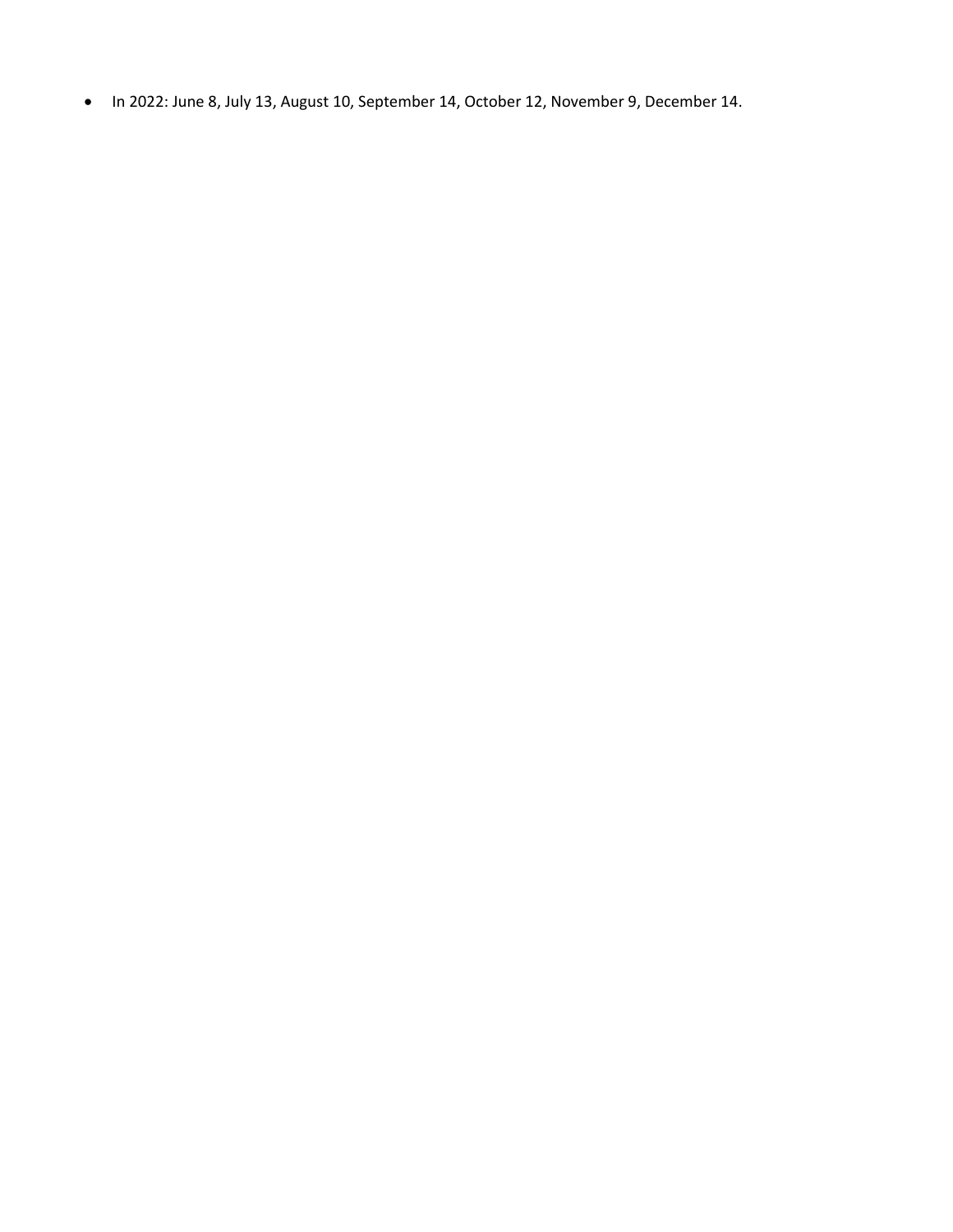- In 2022: June 8, July 13, August 10, September 14, October 12, November 9, December 14.